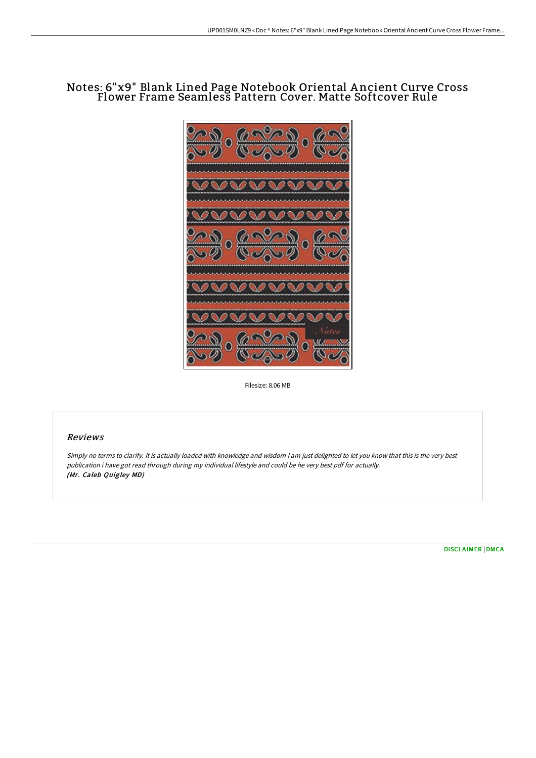# Notes: 6"x9" Blank Lined Page Notebook Oriental Ancient Curve Cross Flower Frame Seamless Pattern Cover. Matte Softcover Rule

Filesize: 8.06 MB

## Reviews

*Simply no terms to clarify. It is actually loaded with knowledge and wisdom I am just delighted to let you know that this is the very best publication i have got read through during my individual lifestyle and could be he very best pdf for actually.*
***(Mr. Caleb Quigley MD)***

DISCLAIMER | DMCA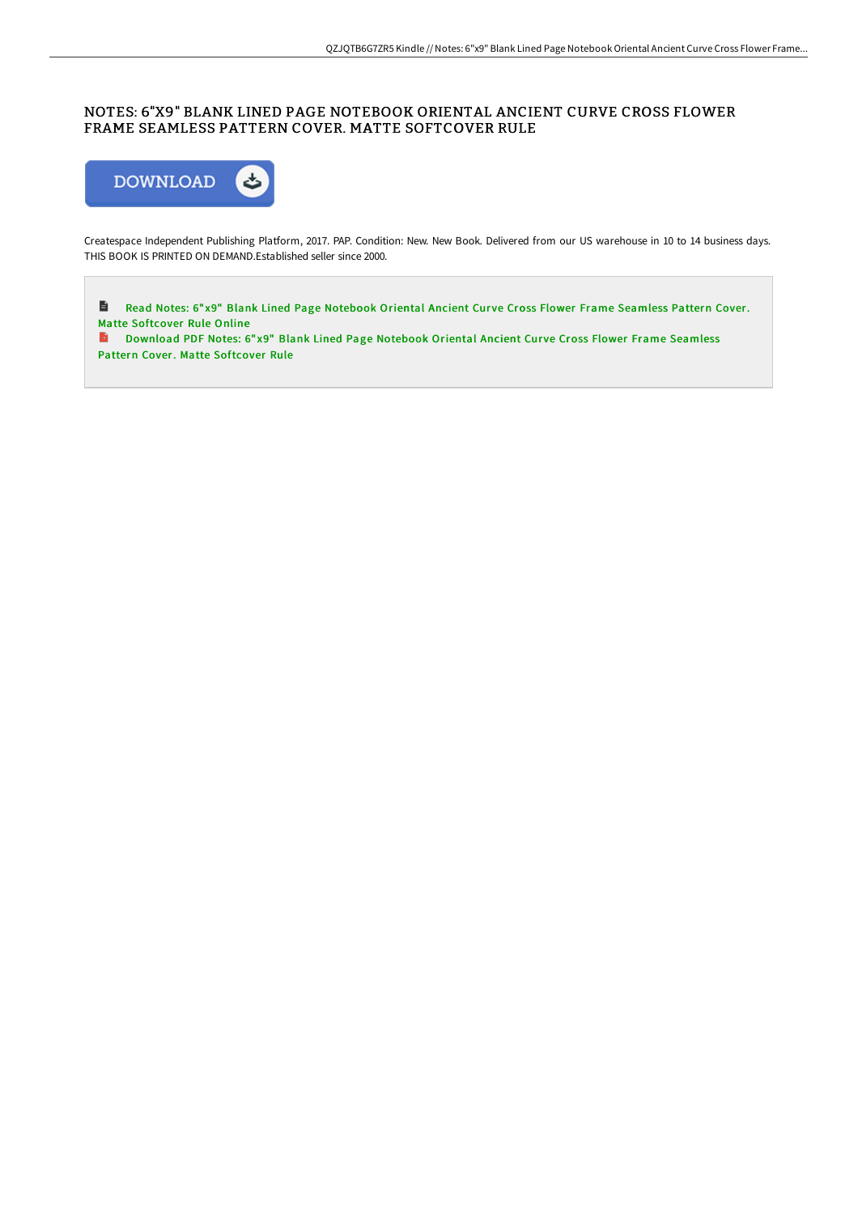# NOTES: 6"X9" BLANK LINED PAGE NOTEBOOK ORIENTAL ANCIENT CURVE CROSS FLOWER FRAME SEAMLESS PATTERN COVER. MATTE SOFTCOVER RULE

DOWNLOAD

Createspace Independent Publishing Platform, 2017. PAP. Condition: New. New Book. Delivered from our US warehouse in 10 to 14 business days. THIS BOOK IS PRINTED ON DEMAND.Established seller since 2000.

Read Notes: 6"x9" Blank Lined Page Notebook Oriental Ancient Curve Cross Flower Frame Seamless Pattern Cover. Matte Softcover Rule Online

Download PDF Notes: 6"x9" Blank Lined Page Notebook Oriental Ancient Curve Cross Flower Frame Seamless Pattern Cover. Matte Softcover Rule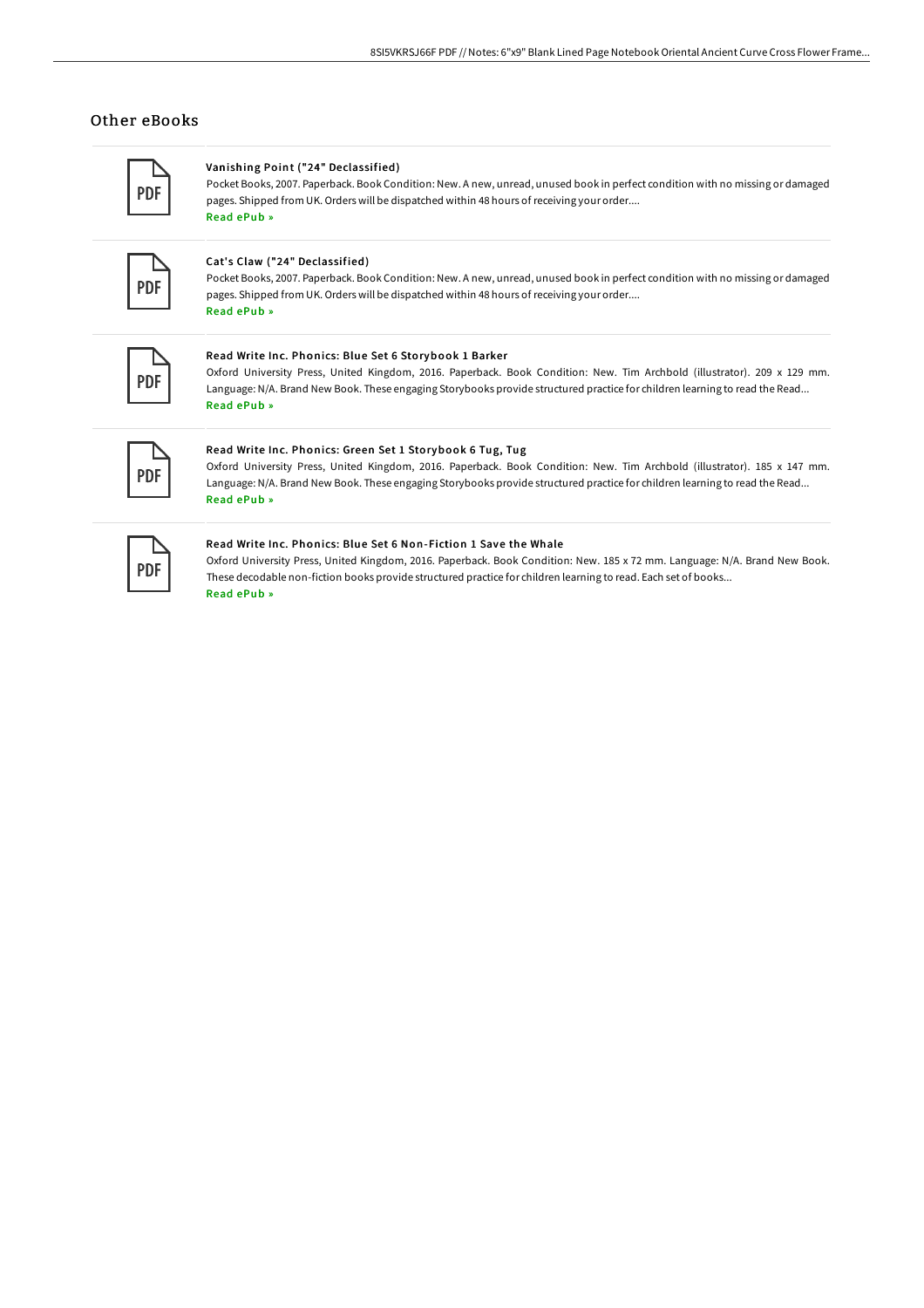## Other eBooks

PDF

### Vanishing Point ("24" Declassified)

Pocket Books, 2007. Paperback. Book Condition: New. A new, unread, unused book in perfect condition with no missing or damaged pages. Shipped from UK. Orders will be dispatched within 48 hours of receiving your order....

Read ePub »

PDF

### Cat's Claw ("24" Declassified)

Pocket Books, 2007. Paperback. Book Condition: New. A new, unread, unused book in perfect condition with no missing or damaged pages. Shipped from UK. Orders will be dispatched within 48 hours of receiving your order....

Read ePub »

PDF

### Read Write Inc. Phonics: Blue Set 6 Storybook 1 Barker

Oxford University Press, United Kingdom, 2016. Paperback. Book Condition: New. Tim Archbold (illustrator). 209 x 129 mm. Language: N/A. Brand New Book. These engaging Storybooks provide structured practice for children learning to read the Read...

Read ePub »

PDF

### Read Write Inc. Phonics: Green Set 1 Storybook 6 Tug, Tug

Oxford University Press, United Kingdom, 2016. Paperback. Book Condition: New. Tim Archbold (illustrator). 185 x 147 mm. Language: N/A. Brand New Book. These engaging Storybooks provide structured practice for children learning to read the Read...

Read ePub »

PDF

### Read Write Inc. Phonics: Blue Set 6 Non-Fiction 1 Save the Whale

Oxford University Press, United Kingdom, 2016. Paperback. Book Condition: New. 185 x 72 mm. Language: N/A. Brand New Book. These decodable non-fiction books provide structured practice for children learning to read. Each set of books...

Read ePub »